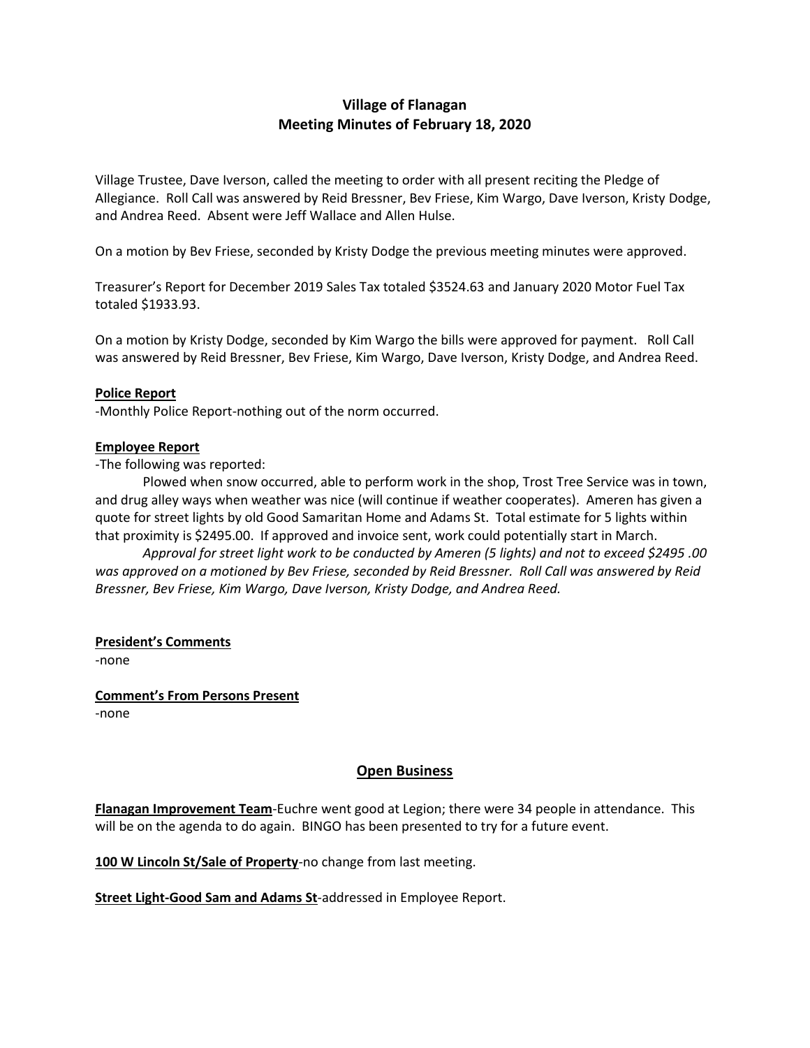# Village of Flanagan
## Meeting Minutes of February 18, 2020

Village Trustee, Dave Iverson, called the meeting to order with all present reciting the Pledge of Allegiance. Roll Call was answered by Reid Bressner, Bev Friese, Kim Wargo, Dave Iverson, Kristy Dodge, and Andrea Reed. Absent were Jeff Wallace and Allen Hulse.

On a motion by Bev Friese, seconded by Kristy Dodge the previous meeting minutes were approved.

Treasurer's Report for December 2019 Sales Tax totaled $3524.63 and January 2020 Motor Fuel Tax totaled $1933.93.

On a motion by Kristy Dodge, seconded by Kim Wargo the bills were approved for payment. Roll Call was answered by Reid Bressner, Bev Friese, Kim Wargo, Dave Iverson, Kristy Dodge, and Andrea Reed.

**Police Report**

-Monthly Police Report-nothing out of the norm occurred.

**Employee Report**

-The following was reported:

Plowed when snow occurred, able to perform work in the shop, Trost Tree Service was in town, and drug alley ways when weather was nice (will continue if weather cooperates). Ameren has given a quote for street lights by old Good Samaritan Home and Adams St. Total estimate for 5 lights within that proximity is $2495.00. If approved and invoice sent, work could potentially start in March.

*Approval for street light work to be conducted by Ameren (5 lights) and not to exceed $2495 .00 was approved on a motioned by Bev Friese, seconded by Reid Bressner. Roll Call was answered by Reid Bressner, Bev Friese, Kim Wargo, Dave Iverson, Kristy Dodge, and Andrea Reed.*

**President's Comments**

-none

**Comment's From Persons Present**

-none

## Open Business

**Flanagan Improvement Team**-Euchre went good at Legion; there were 34 people in attendance. This will be on the agenda to do again. BINGO has been presented to try for a future event.

**100 W Lincoln St/Sale of Property**-no change from last meeting.

**Street Light-Good Sam and Adams St**-addressed in Employee Report.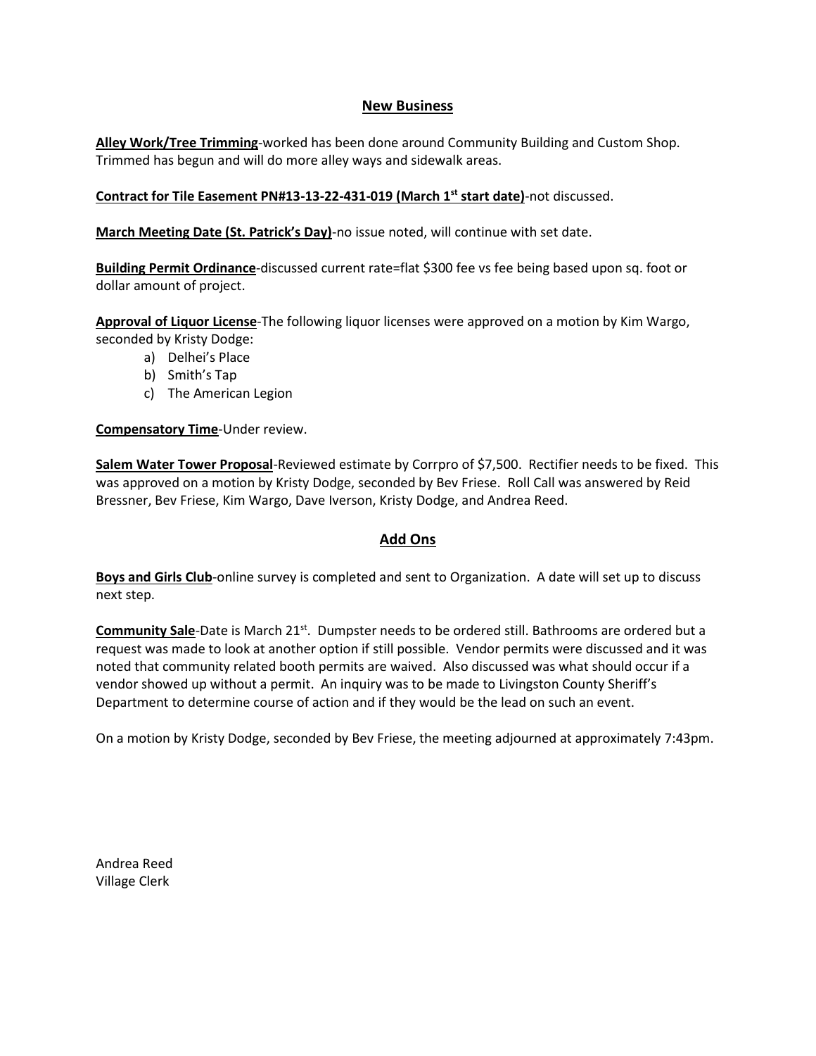## New Business

**Alley Work/Tree Trimming**-worked has been done around Community Building and Custom Shop. Trimmed has begun and will do more alley ways and sidewalk areas.

**Contract for Tile Easement PN#13-13-22-431-019 (March 1st start date)**-not discussed.

**March Meeting Date (St. Patrick's Day)**-no issue noted, will continue with set date.

**Building Permit Ordinance**-discussed current rate=flat $300 fee vs fee being based upon sq. foot or dollar amount of project.

**Approval of Liquor License**-The following liquor licenses were approved on a motion by Kim Wargo, seconded by Kristy Dodge:

a) Delhei's Place
b) Smith's Tap
c) The American Legion

**Compensatory Time**-Under review.

**Salem Water Tower Proposal**-Reviewed estimate by Corrpro of $7,500. Rectifier needs to be fixed. This was approved on a motion by Kristy Dodge, seconded by Bev Friese. Roll Call was answered by Reid Bressner, Bev Friese, Kim Wargo, Dave Iverson, Kristy Dodge, and Andrea Reed.

## Add Ons

**Boys and Girls Club**-online survey is completed and sent to Organization. A date will set up to discuss next step.

**Community Sale**-Date is March 21st. Dumpster needs to be ordered still. Bathrooms are ordered but a request was made to look at another option if still possible. Vendor permits were discussed and it was noted that community related booth permits are waived. Also discussed was what should occur if a vendor showed up without a permit. An inquiry was to be made to Livingston County Sheriff's Department to determine course of action and if they would be the lead on such an event.

On a motion by Kristy Dodge, seconded by Bev Friese, the meeting adjourned at approximately 7:43pm.

Andrea Reed
Village Clerk